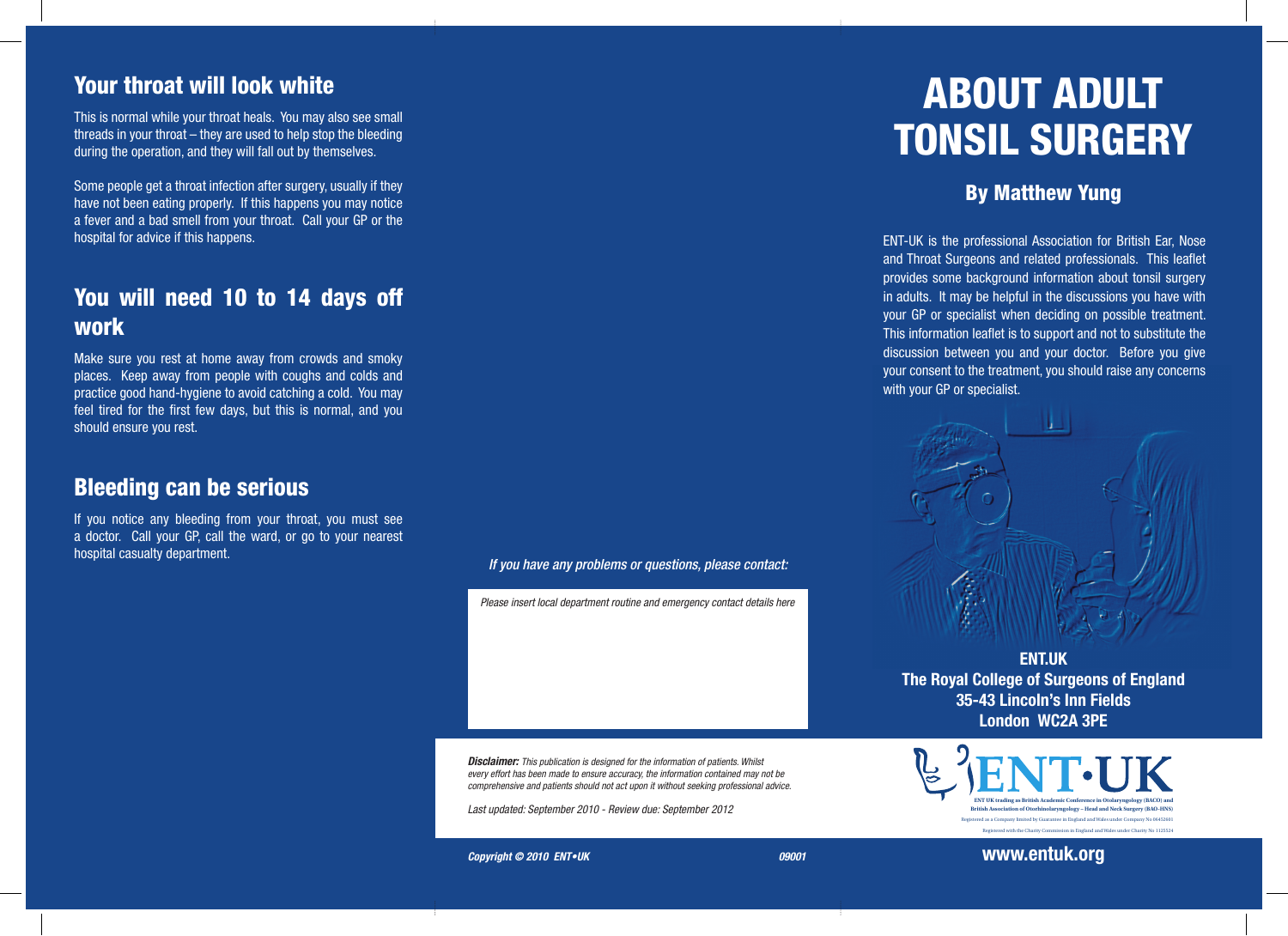## Your throat will look white

This is normal while your throat heals. You may also see small threads in your throat – they are used to help stop the bleeding during the operation, and they will fall out by themselves.

Some people get a throat infection after surgery, usually if they have not been eating properly. If this happens you may notice a fever and a bad smell from your throat. Call your GP or the hospital for advice if this happens.

## You will need 10 to 14 days off work

Make sure you rest at home away from crowds and smoky places. Keep away from people with coughs and colds and practice good hand-hygiene to avoid catching a cold. You may feel tired for the first few days, but this is normal, and you should ensure you rest.

## Bleeding can be serious

If you notice any bleeding from your throat, you must see a doctor. Call your GP, call the ward, or go to your nearest hospital casualty department.

*If you have any problems or questions, please contact:*

*Please insert local department routine and emergency contact details here*

***Disclaimer:*** *This publication is designed for the information of patients. Whilst every effort has been made to ensure accuracy, the information contained may not be comprehensive and patients should not act upon it without seeking professional advice.*

*Last updated: September 2010 - Review due: September 2012*

***Copyright © 2010 ENT•UK*** ***09001***

# ABOUT ADULT TONSIL SURGERY

## By Matthew Yung

ENT-UK is the professional Association for British Ear, Nose and Throat Surgeons and related professionals. This leaflet provides some background information about tonsil surgery in adults. It may be helpful in the discussions you have with your GP or specialist when deciding on possible treatment. This information leaflet is to support and not to substitute the discussion between you and your doctor. Before you give your consent to the treatment, you should raise any concerns with your GP or specialist.

**ENT.UK**
**The Royal College of Surgeons of England**
**35-43 Lincoln's Inn Fields**
**London WC2A 3PE**

ENT·UK

ENT UK trading as British Academic Conference in Otolaryngology (BACO) and British Association of Otorhinolaryngology – Head and Neck Surgery (BAO-HNS)

Registered as a Company limited by Guarantee in England and Wales under Company No 06452601

Registered with the Charity Commission in England and Wales under Charity No 1125524

**www.entuk.org**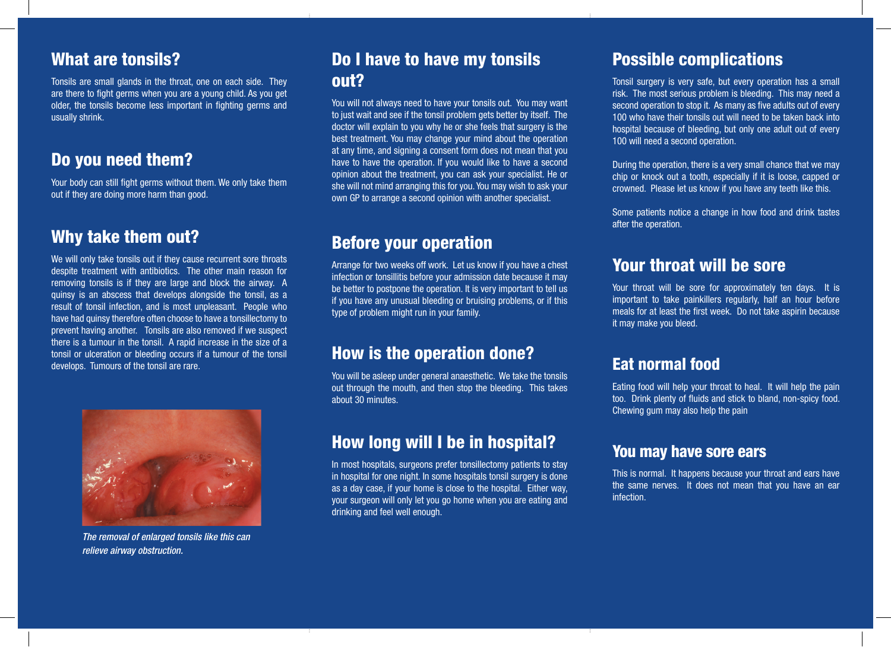## What are tonsils?

Tonsils are small glands in the throat, one on each side. They are there to fight germs when you are a young child. As you get older, the tonsils become less important in fighting germs and usually shrink.

## Do you need them?

Your body can still fight germs without them. We only take them out if they are doing more harm than good.

## Why take them out?

We will only take tonsils out if they cause recurrent sore throats despite treatment with antibiotics. The other main reason for removing tonsils is if they are large and block the airway. A quinsy is an abscess that develops alongside the tonsil, as a result of tonsil infection, and is most unpleasant. People who have had quinsy therefore often choose to have a tonsillectomy to prevent having another. Tonsils are also removed if we suspect there is a tumour in the tonsil. A rapid increase in the size of a tonsil or ulceration or bleeding occurs if a tumour of the tonsil develops. Tumours of the tonsil are rare.

*The removal of enlarged tonsils like this can relieve airway obstruction.*

## Do I have to have my tonsils out?

You will not always need to have your tonsils out. You may want to just wait and see if the tonsil problem gets better by itself. The doctor will explain to you why he or she feels that surgery is the best treatment. You may change your mind about the operation at any time, and signing a consent form does not mean that you have to have the operation. If you would like to have a second opinion about the treatment, you can ask your specialist. He or she will not mind arranging this for you. You may wish to ask your own GP to arrange a second opinion with another specialist.

## Before your operation

Arrange for two weeks off work. Let us know if you have a chest infection or tonsillitis before your admission date because it may be better to postpone the operation. It is very important to tell us if you have any unusual bleeding or bruising problems, or if this type of problem might run in your family.

## How is the operation done?

You will be asleep under general anaesthetic. We take the tonsils out through the mouth, and then stop the bleeding. This takes about 30 minutes.

## How long will I be in hospital?

In most hospitals, surgeons prefer tonsillectomy patients to stay in hospital for one night. In some hospitals tonsil surgery is done as a day case, if your home is close to the hospital. Either way, your surgeon will only let you go home when you are eating and drinking and feel well enough.

## Possible complications

Tonsil surgery is very safe, but every operation has a small risk. The most serious problem is bleeding. This may need a second operation to stop it. As many as five adults out of every 100 who have their tonsils out will need to be taken back into hospital because of bleeding, but only one adult out of every 100 will need a second operation.

During the operation, there is a very small chance that we may chip or knock out a tooth, especially if it is loose, capped or crowned. Please let us know if you have any teeth like this.

Some patients notice a change in how food and drink tastes after the operation.

## Your throat will be sore

Your throat will be sore for approximately ten days. It is important to take painkillers regularly, half an hour before meals for at least the first week. Do not take aspirin because it may make you bleed.

## Eat normal food

Eating food will help your throat to heal. It will help the pain too. Drink plenty of fluids and stick to bland, non-spicy food. Chewing gum may also help the pain

## You may have sore ears

This is normal. It happens because your throat and ears have the same nerves. It does not mean that you have an ear infection.